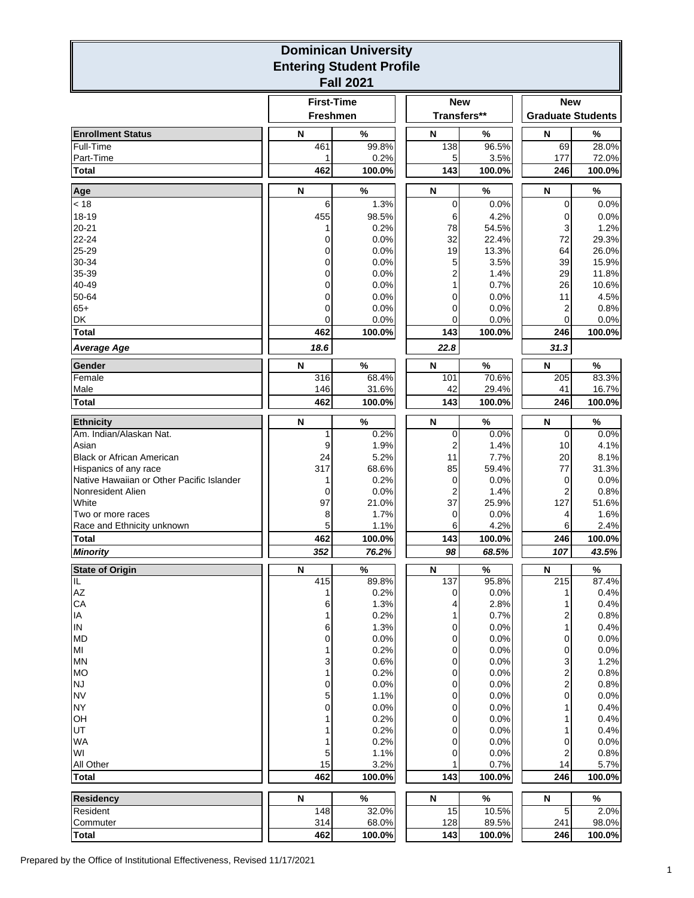# Dominican University
## Entering Student Profile
## Fall 2021

| | First-Time Freshmen | | New Transfers** | | New Graduate Students | |
|---|---|---|---|---|---|---|
| **Enrollment Status** | **N** | **%** | **N** | **%** | **N** | **%** |
| Full-Time | 461 | 99.8% | 138 | 96.5% | 69 | 28.0% |
| Part-Time | 1 | 0.2% | 5 | 3.5% | 177 | 72.0% |
| **Total** | **462** | **100.0%** | **143** | **100.0%** | **246** | **100.0%** |
| **Age** | **N** | **%** | **N** | **%** | **N** | **%** |
| < 18 | 6 | 1.3% | 0 | 0.0% | 0 | 0.0% |
| 18-19 | 455 | 98.5% | 6 | 4.2% | 0 | 0.0% |
| 20-21 | 1 | 0.2% | 78 | 54.5% | 3 | 1.2% |
| 22-24 | 0 | 0.0% | 32 | 22.4% | 72 | 29.3% |
| 25-29 | 0 | 0.0% | 19 | 13.3% | 64 | 26.0% |
| 30-34 | 0 | 0.0% | 5 | 3.5% | 39 | 15.9% |
| 35-39 | 0 | 0.0% | 2 | 1.4% | 29 | 11.8% |
| 40-49 | 0 | 0.0% | 1 | 0.7% | 26 | 10.6% |
| 50-64 | 0 | 0.0% | 0 | 0.0% | 11 | 4.5% |
| 65+ | 0 | 0.0% | 0 | 0.0% | 2 | 0.8% |
| DK | 0 | 0.0% | 0 | 0.0% | 0 | 0.0% |
| **Total** | **462** | **100.0%** | **143** | **100.0%** | **246** | **100.0%** |
| ***Average Age*** | ***18.6*** | | ***22.8*** | | ***31.3*** | |
| **Gender** | **N** | **%** | **N** | **%** | **N** | **%** |
| Female | 316 | 68.4% | 101 | 70.6% | 205 | 83.3% |
| Male | 146 | 31.6% | 42 | 29.4% | 41 | 16.7% |
| **Total** | **462** | **100.0%** | **143** | **100.0%** | **246** | **100.0%** |
| **Ethnicity** | **N** | **%** | **N** | **%** | **N** | **%** |
| Am. Indian/Alaskan Nat. | 1 | 0.2% | 0 | 0.0% | 0 | 0.0% |
| Asian | 9 | 1.9% | 2 | 1.4% | 10 | 4.1% |
| Black or African American | 24 | 5.2% | 11 | 7.7% | 20 | 8.1% |
| Hispanics of any race | 317 | 68.6% | 85 | 59.4% | 77 | 31.3% |
| Native Hawaiian or Other Pacific Islander | 1 | 0.2% | 0 | 0.0% | 0 | 0.0% |
| Nonresident Alien | 0 | 0.0% | 2 | 1.4% | 2 | 0.8% |
| White | 97 | 21.0% | 37 | 25.9% | 127 | 51.6% |
| Two or more races | 8 | 1.7% | 0 | 0.0% | 4 | 1.6% |
| Race and Ethnicity unknown | 5 | 1.1% | 6 | 4.2% | 6 | 2.4% |
| **Total** | **462** | **100.0%** | **143** | **100.0%** | **246** | **100.0%** |
| ***Minority*** | ***352*** | ***76.2%*** | ***98*** | ***68.5%*** | ***107*** | ***43.5%*** |
| **State of Origin** | **N** | **%** | **N** | **%** | **N** | **%** |
| IL | 415 | 89.8% | 137 | 95.8% | 215 | 87.4% |
| AZ | 1 | 0.2% | 0 | 0.0% | 1 | 0.4% |
| CA | 6 | 1.3% | 4 | 2.8% | 1 | 0.4% |
| IA | 1 | 0.2% | 1 | 0.7% | 2 | 0.8% |
| IN | 6 | 1.3% | 0 | 0.0% | 1 | 0.4% |
| MD | 0 | 0.0% | 0 | 0.0% | 0 | 0.0% |
| MI | 1 | 0.2% | 0 | 0.0% | 0 | 0.0% |
| MN | 3 | 0.6% | 0 | 0.0% | 3 | 1.2% |
| MO | 1 | 0.2% | 0 | 0.0% | 2 | 0.8% |
| NJ | 0 | 0.0% | 0 | 0.0% | 2 | 0.8% |
| NV | 5 | 1.1% | 0 | 0.0% | 0 | 0.0% |
| NY | 0 | 0.0% | 0 | 0.0% | 1 | 0.4% |
| OH | 1 | 0.2% | 0 | 0.0% | 1 | 0.4% |
| UT | 1 | 0.2% | 0 | 0.0% | 1 | 0.4% |
| WA | 1 | 0.2% | 0 | 0.0% | 0 | 0.0% |
| WI | 5 | 1.1% | 0 | 0.0% | 2 | 0.8% |
| All Other | 15 | 3.2% | 1 | 0.7% | 14 | 5.7% |
| **Total** | **462** | **100.0%** | **143** | **100.0%** | **246** | **100.0%** |
| **Residency** | **N** | **%** | **N** | **%** | **N** | **%** |
| Resident | 148 | 32.0% | 15 | 10.5% | 5 | 2.0% |
| Commuter | 314 | 68.0% | 128 | 89.5% | 241 | 98.0% |
| **Total** | **462** | **100.0%** | **143** | **100.0%** | **246** | **100.0%** |

Prepared by the Office of Institutional Effectiveness, Revised 11/17/2021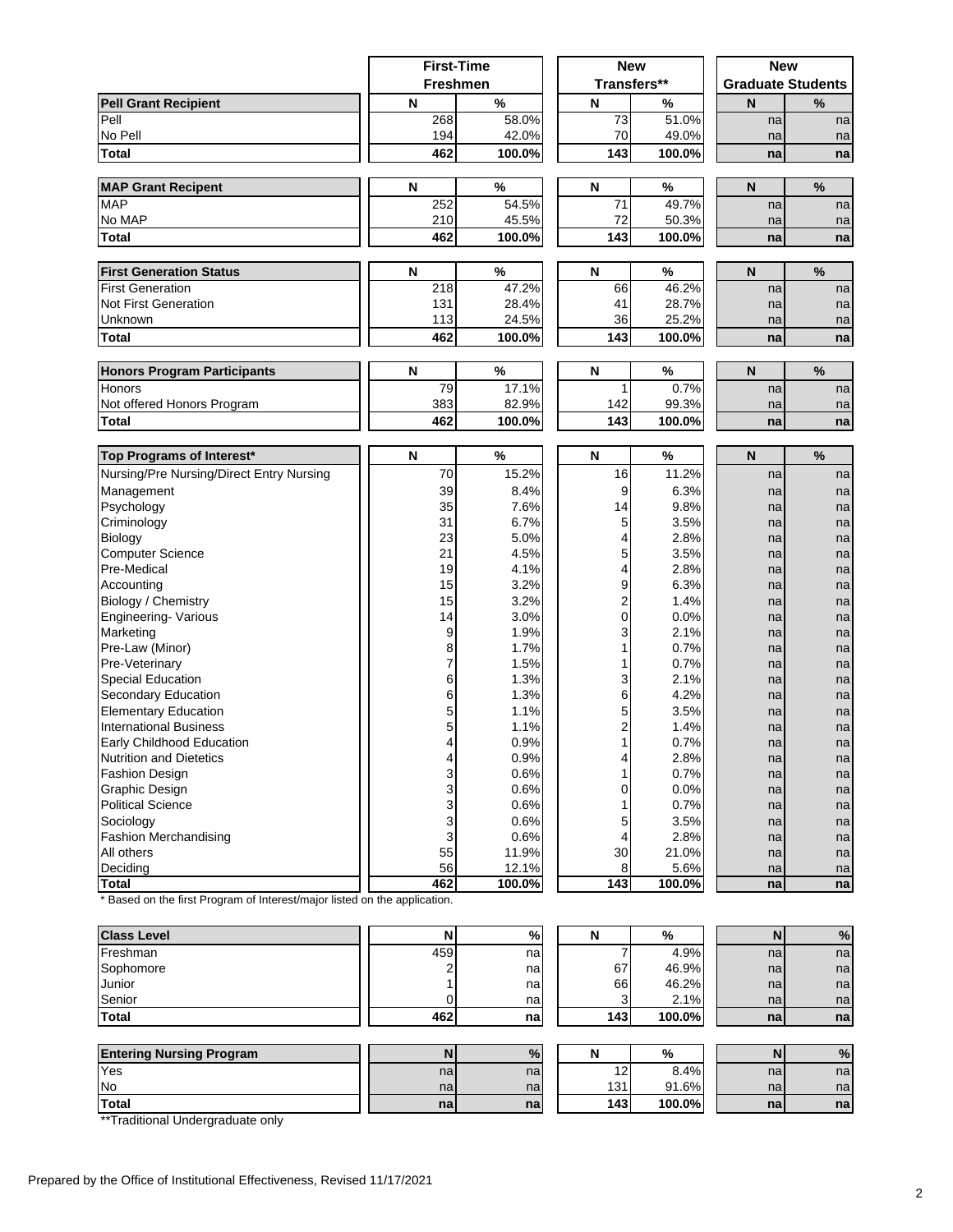| | First-Time Freshmen | | New Transfers** | | New Graduate Students | |
|---|---|---|---|---|---|---|
| **Pell Grant Recipient** | **N** | **%** | **N** | **%** | **N** | **%** |
| Pell | 268 | 58.0% | 73 | 51.0% | na | na |
| No Pell | 194 | 42.0% | 70 | 49.0% | na | na |
| **Total** | **462** | **100.0%** | **143** | **100.0%** | **na** | **na** |

| **MAP Grant Recipent** | **N** | **%** | **N** | **%** | **N** | **%** |
|---|---|---|---|---|---|---|
| MAP | 252 | 54.5% | 71 | 49.7% | na | na |
| No MAP | 210 | 45.5% | 72 | 50.3% | na | na |
| **Total** | **462** | **100.0%** | **143** | **100.0%** | **na** | **na** |

| **First Generation Status** | **N** | **%** | **N** | **%** | **N** | **%** |
|---|---|---|---|---|---|---|
| First Generation | 218 | 47.2% | 66 | 46.2% | na | na |
| Not First Generation | 131 | 28.4% | 41 | 28.7% | na | na |
| Unknown | 113 | 24.5% | 36 | 25.2% | na | na |
| **Total** | **462** | **100.0%** | **143** | **100.0%** | **na** | **na** |

| **Honors Program Participants** | **N** | **%** | **N** | **%** | **N** | **%** |
|---|---|---|---|---|---|---|
| Honors | 79 | 17.1% | 1 | 0.7% | na | na |
| Not offered Honors Program | 383 | 82.9% | 142 | 99.3% | na | na |
| **Total** | **462** | **100.0%** | **143** | **100.0%** | **na** | **na** |

| **Top Programs of Interest*** | **N** | **%** | **N** | **%** | **N** | **%** |
|---|---|---|---|---|---|---|
| Nursing/Pre Nursing/Direct Entry Nursing | 70 | 15.2% | 16 | 11.2% | na | na |
| Management | 39 | 8.4% | 9 | 6.3% | na | na |
| Psychology | 35 | 7.6% | 14 | 9.8% | na | na |
| Criminology | 31 | 6.7% | 5 | 3.5% | na | na |
| Biology | 23 | 5.0% | 4 | 2.8% | na | na |
| Computer Science | 21 | 4.5% | 5 | 3.5% | na | na |
| Pre-Medical | 19 | 4.1% | 4 | 2.8% | na | na |
| Accounting | 15 | 3.2% | 9 | 6.3% | na | na |
| Biology / Chemistry | 15 | 3.2% | 2 | 1.4% | na | na |
| Engineering- Various | 14 | 3.0% | 0 | 0.0% | na | na |
| Marketing | 9 | 1.9% | 3 | 2.1% | na | na |
| Pre-Law (Minor) | 8 | 1.7% | 1 | 0.7% | na | na |
| Pre-Veterinary | 7 | 1.5% | 1 | 0.7% | na | na |
| Special Education | 6 | 1.3% | 3 | 2.1% | na | na |
| Secondary Education | 6 | 1.3% | 6 | 4.2% | na | na |
| Elementary Education | 5 | 1.1% | 5 | 3.5% | na | na |
| International Business | 5 | 1.1% | 2 | 1.4% | na | na |
| Early Childhood Education | 4 | 0.9% | 1 | 0.7% | na | na |
| Nutrition and Dietetics | 4 | 0.9% | 4 | 2.8% | na | na |
| Fashion Design | 3 | 0.6% | 1 | 0.7% | na | na |
| Graphic Design | 3 | 0.6% | 0 | 0.0% | na | na |
| Political Science | 3 | 0.6% | 1 | 0.7% | na | na |
| Sociology | 3 | 0.6% | 5 | 3.5% | na | na |
| Fashion Merchandising | 3 | 0.6% | 4 | 2.8% | na | na |
| All others | 55 | 11.9% | 30 | 21.0% | na | na |
| Deciding | 56 | 12.1% | 8 | 5.6% | na | na |
| **Total** | **462** | **100.0%** | **143** | **100.0%** | **na** | **na** |

* Based on the first Program of Interest/major listed on the application.

| **Class Level** | **N** | **%** | **N** | **%** | **N** | **%** |
|---|---|---|---|---|---|---|
| Freshman | 459 | na | 7 | 4.9% | na | na |
| Sophomore | 2 | na | 67 | 46.9% | na | na |
| Junior | 1 | na | 66 | 46.2% | na | na |
| Senior | 0 | na | 3 | 2.1% | na | na |
| **Total** | **462** | **na** | **143** | **100.0%** | **na** | **na** |

| **Entering Nursing Program** | **N** | **%** | **N** | **%** | **N** | **%** |
|---|---|---|---|---|---|---|
| Yes | na | na | 12 | 8.4% | na | na |
| No | na | na | 131 | 91.6% | na | na |
| **Total** | **na** | **na** | **143** | **100.0%** | **na** | **na** |

**Traditional Undergraduate only

Prepared by the Office of Institutional Effectiveness, Revised 11/17/2021